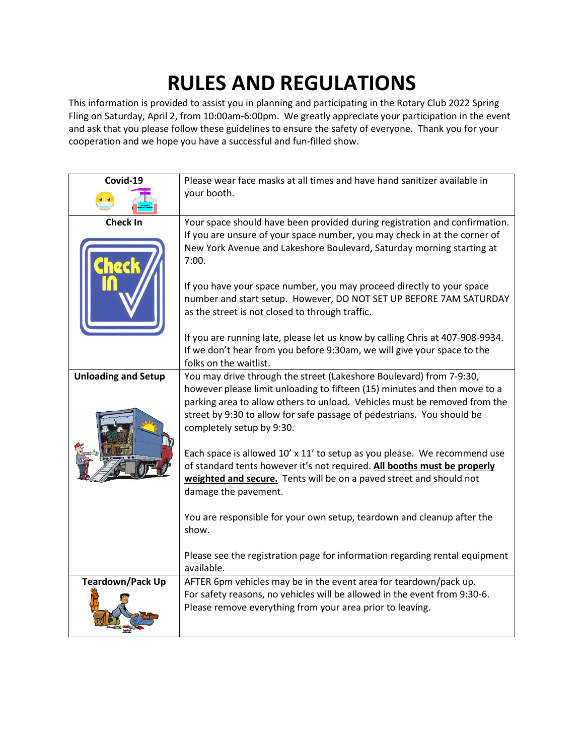# RULES AND REGULATIONS

This information is provided to assist you in planning and participating in the Rotary Club 2022 Spring Fling on Saturday, April 2, from 10:00am-6:00pm. We greatly appreciate your participation in the event and ask that you please follow these guidelines to ensure the safety of everyone. Thank you for your cooperation and we hope you have a successful and fun-filled show.

| | |
|---|---|
| **Covid-19** | Please wear face masks at all times and have hand sanitizer available in your booth. |
| **Check In** | Your space should have been provided during registration and confirmation. If you are unsure of your space number, you may check in at the corner of New York Avenue and Lakeshore Boulevard, Saturday morning starting at 7:00.<br><br>If you have your space number, you may proceed directly to your space number and start setup. However, DO NOT SET UP BEFORE 7AM SATURDAY as the street is not closed to through traffic.<br><br>If you are running late, please let us know by calling Chris at 407-908-9934. If we don't hear from you before 9:30am, we will give your space to the folks on the waitlist. |
| **Unloading and Setup** | You may drive through the street (Lakeshore Boulevard) from 7-9:30, however please limit unloading to fifteen (15) minutes and then move to a parking area to allow others to unload. Vehicles must be removed from the street by 9:30 to allow for safe passage of pedestrians. You should be completely setup by 9:30.<br><br>Each space is allowed 10' x 11' to setup as you please. We recommend use of standard tents however it's not required. **<u>All booths must be properly weighted and secure.</u>** Tents will be on a paved street and should not damage the pavement.<br><br>You are responsible for your own setup, teardown and cleanup after the show.<br><br>Please see the registration page for information regarding rental equipment available. |
| **Teardown/Pack Up** | AFTER 6pm vehicles may be in the event area for teardown/pack up. For safety reasons, no vehicles will be allowed in the event from 9:30-6. Please remove everything from your area prior to leaving. |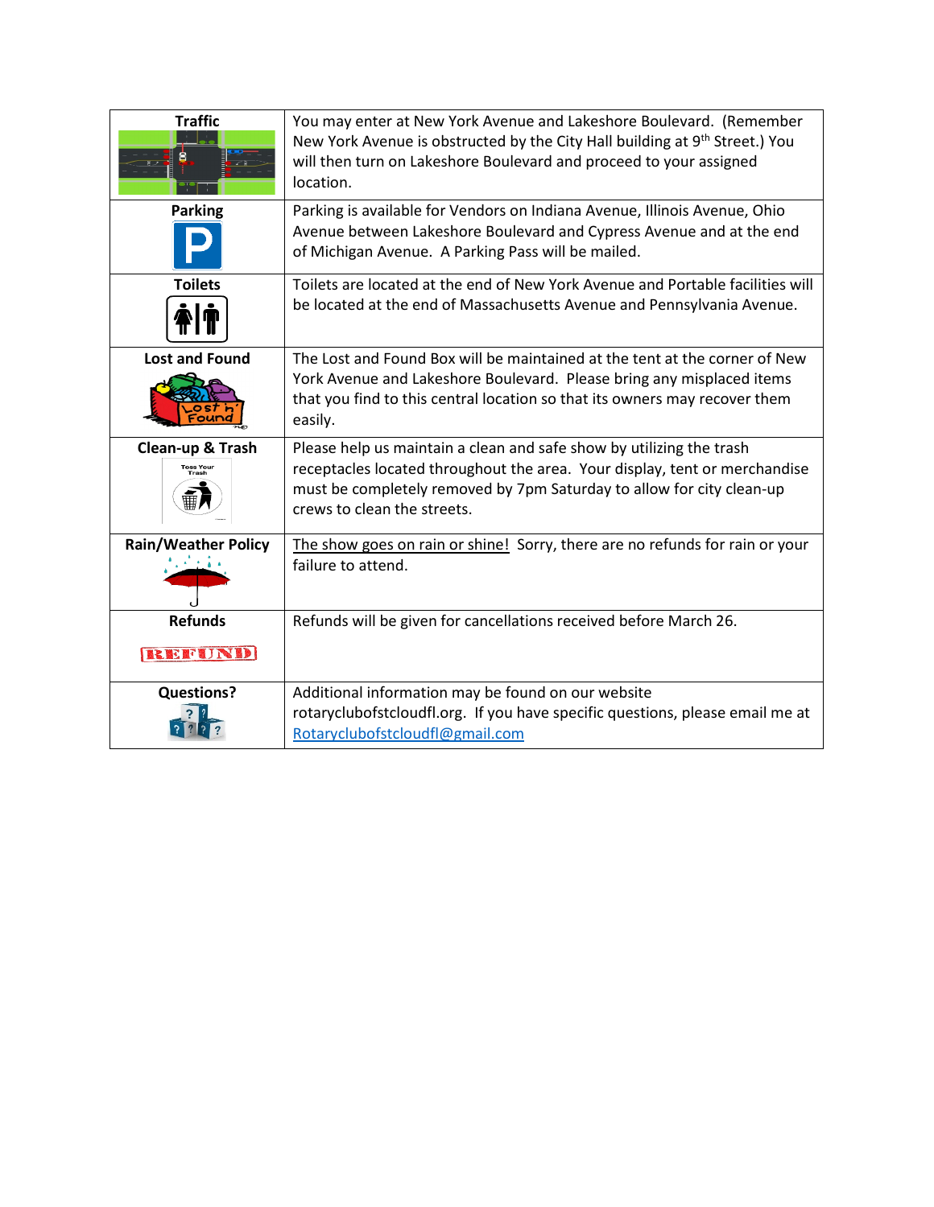| | |
|---|---|
| **Traffic** | You may enter at New York Avenue and Lakeshore Boulevard. (Remember New York Avenue is obstructed by the City Hall building at 9th Street.) You will then turn on Lakeshore Boulevard and proceed to your assigned location. |
| **Parking** | Parking is available for Vendors on Indiana Avenue, Illinois Avenue, Ohio Avenue between Lakeshore Boulevard and Cypress Avenue and at the end of Michigan Avenue. A Parking Pass will be mailed. |
| **Toilets** | Toilets are located at the end of New York Avenue and Portable facilities will be located at the end of Massachusetts Avenue and Pennsylvania Avenue. |
| **Lost and Found** | The Lost and Found Box will be maintained at the tent at the corner of New York Avenue and Lakeshore Boulevard. Please bring any misplaced items that you find to this central location so that its owners may recover them easily. |
| **Clean-up & Trash** | Please help us maintain a clean and safe show by utilizing the trash receptacles located throughout the area. Your display, tent or merchandise must be completely removed by 7pm Saturday to allow for city clean-up crews to clean the streets. |
| **Rain/Weather Policy** | The show goes on rain or shine! Sorry, there are no refunds for rain or your failure to attend. |
| **Refunds** | Refunds will be given for cancellations received before March 26. |
| **Questions?** | Additional information may be found on our website rotaryclubofstcloudfl.org. If you have specific questions, please email me at Rotaryclubofstcloudfl@gmail.com |